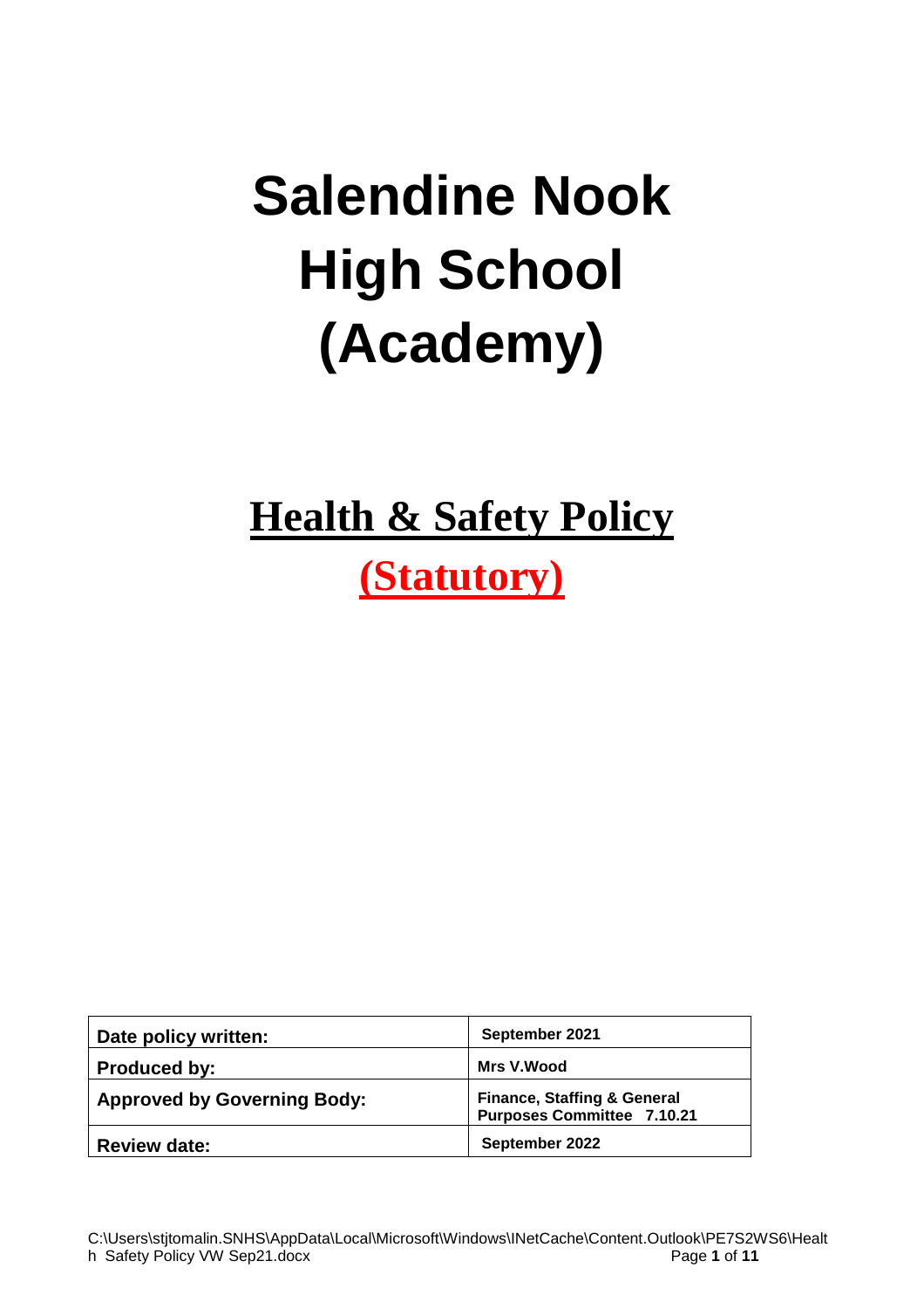# Salendine Nook High School (Academy)

## Health & Safety Policy

## (Statutory)

| Date policy written: | September 2021 |
|---|---|
| Produced by: | Mrs V.Wood |
| Approved by Governing Body: | Finance, Staffing & General Purposes Committee 7.10.21 |
| Review date: | September 2022 |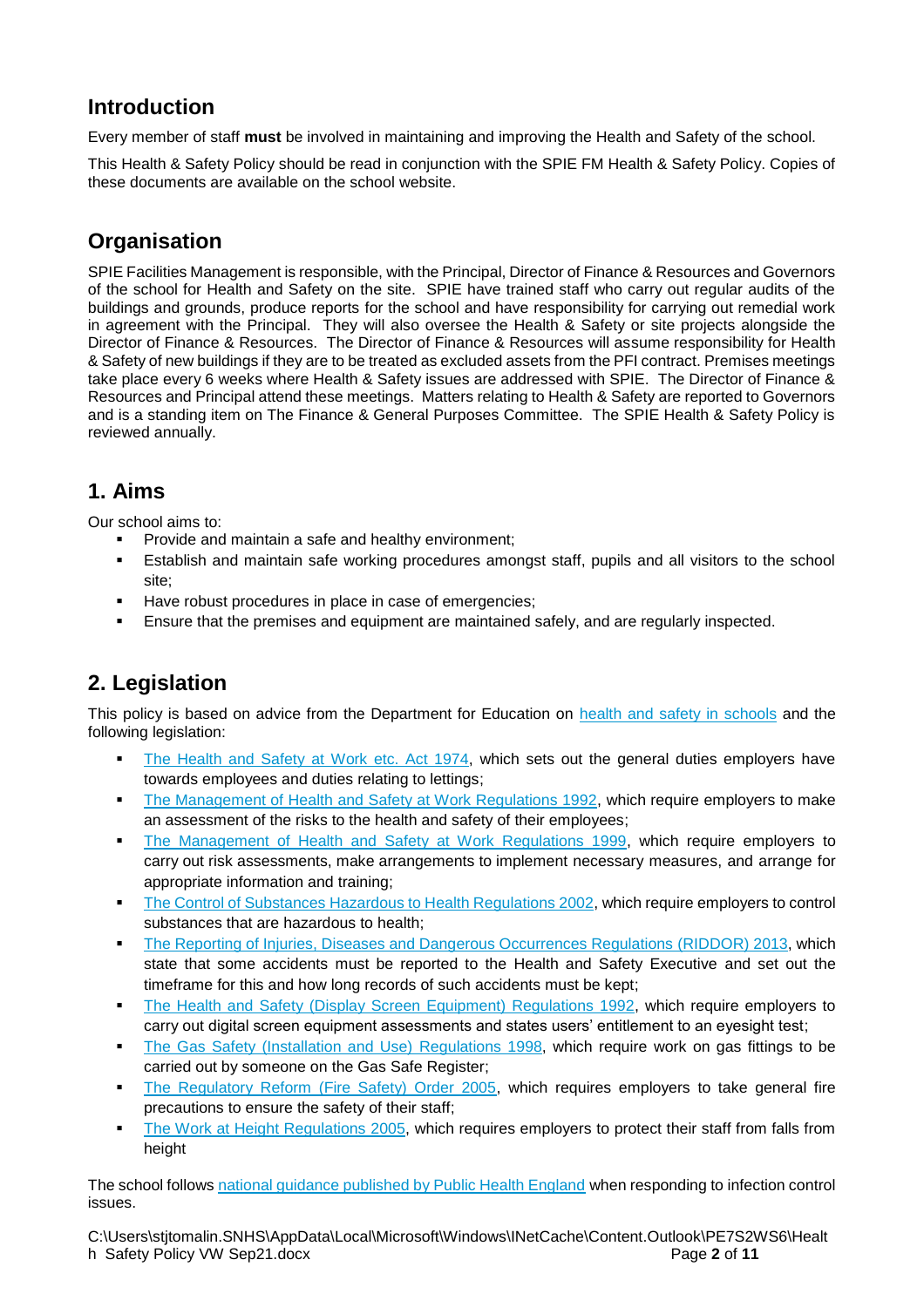## Introduction

Every member of staff **must** be involved in maintaining and improving the Health and Safety of the school.

This Health & Safety Policy should be read in conjunction with the SPIE FM Health & Safety Policy. Copies of these documents are available on the school website.

## Organisation

SPIE Facilities Management is responsible, with the Principal, Director of Finance & Resources and Governors of the school for Health and Safety on the site. SPIE have trained staff who carry out regular audits of the buildings and grounds, produce reports for the school and have responsibility for carrying out remedial work in agreement with the Principal. They will also oversee the Health & Safety or site projects alongside the Director of Finance & Resources. The Director of Finance & Resources will assume responsibility for Health & Safety of new buildings if they are to be treated as excluded assets from the PFI contract. Premises meetings take place every 6 weeks where Health & Safety issues are addressed with SPIE. The Director of Finance & Resources and Principal attend these meetings. Matters relating to Health & Safety are reported to Governors and is a standing item on The Finance & General Purposes Committee. The SPIE Health & Safety Policy is reviewed annually.

## 1. Aims

Our school aims to:

- Provide and maintain a safe and healthy environment;
- Establish and maintain safe working procedures amongst staff, pupils and all visitors to the school site;
- Have robust procedures in place in case of emergencies;
- Ensure that the premises and equipment are maintained safely, and are regularly inspected.

## 2. Legislation

This policy is based on advice from the Department for Education on health and safety in schools and the following legislation:

- The Health and Safety at Work etc. Act 1974, which sets out the general duties employers have towards employees and duties relating to lettings;
- The Management of Health and Safety at Work Regulations 1992, which require employers to make an assessment of the risks to the health and safety of their employees;
- The Management of Health and Safety at Work Regulations 1999, which require employers to carry out risk assessments, make arrangements to implement necessary measures, and arrange for appropriate information and training;
- The Control of Substances Hazardous to Health Regulations 2002, which require employers to control substances that are hazardous to health;
- The Reporting of Injuries, Diseases and Dangerous Occurrences Regulations (RIDDOR) 2013, which state that some accidents must be reported to the Health and Safety Executive and set out the timeframe for this and how long records of such accidents must be kept;
- The Health and Safety (Display Screen Equipment) Regulations 1992, which require employers to carry out digital screen equipment assessments and states users' entitlement to an eyesight test;
- The Gas Safety (Installation and Use) Regulations 1998, which require work on gas fittings to be carried out by someone on the Gas Safe Register;
- The Regulatory Reform (Fire Safety) Order 2005, which requires employers to take general fire precautions to ensure the safety of their staff;
- The Work at Height Regulations 2005, which requires employers to protect their staff from falls from height

The school follows national guidance published by Public Health England when responding to infection control issues.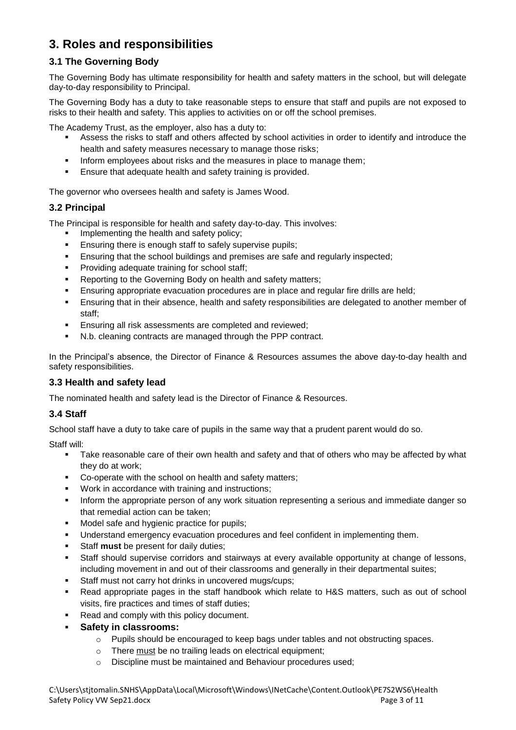# 3. Roles and responsibilities

## 3.1 The Governing Body

The Governing Body has ultimate responsibility for health and safety matters in the school, but will delegate day-to-day responsibility to Principal.

The Governing Body has a duty to take reasonable steps to ensure that staff and pupils are not exposed to risks to their health and safety. This applies to activities on or off the school premises.

The Academy Trust, as the employer, also has a duty to:

- Assess the risks to staff and others affected by school activities in order to identify and introduce the health and safety measures necessary to manage those risks;
- Inform employees about risks and the measures in place to manage them;
- Ensure that adequate health and safety training is provided.

The governor who oversees health and safety is James Wood.

## 3.2 Principal

The Principal is responsible for health and safety day-to-day. This involves:

- Implementing the health and safety policy;
- Ensuring there is enough staff to safely supervise pupils;
- Ensuring that the school buildings and premises are safe and regularly inspected;
- Providing adequate training for school staff;
- Reporting to the Governing Body on health and safety matters;
- Ensuring appropriate evacuation procedures are in place and regular fire drills are held;
- Ensuring that in their absence, health and safety responsibilities are delegated to another member of staff;
- Ensuring all risk assessments are completed and reviewed;
- N.b. cleaning contracts are managed through the PPP contract.

In the Principal's absence, the Director of Finance & Resources assumes the above day-to-day health and safety responsibilities.

## 3.3 Health and safety lead

The nominated health and safety lead is the Director of Finance & Resources.

## 3.4 Staff

School staff have a duty to take care of pupils in the same way that a prudent parent would do so.

Staff will:

- Take reasonable care of their own health and safety and that of others who may be affected by what they do at work;
- Co-operate with the school on health and safety matters;
- Work in accordance with training and instructions;
- Inform the appropriate person of any work situation representing a serious and immediate danger so that remedial action can be taken;
- Model safe and hygienic practice for pupils;
- Understand emergency evacuation procedures and feel confident in implementing them.
- Staff **must** be present for daily duties;
- Staff should supervise corridors and stairways at every available opportunity at change of lessons, including movement in and out of their classrooms and generally in their departmental suites;
- Staff must not carry hot drinks in uncovered mugs/cups;
- Read appropriate pages in the staff handbook which relate to H&S matters, such as out of school visits, fire practices and times of staff duties;
- Read and comply with this policy document.
- **Safety in classrooms:**
    - Pupils should be encouraged to keep bags under tables and not obstructing spaces.
    - There <u>must</u> be no trailing leads on electrical equipment;
    - Discipline must be maintained and Behaviour procedures used;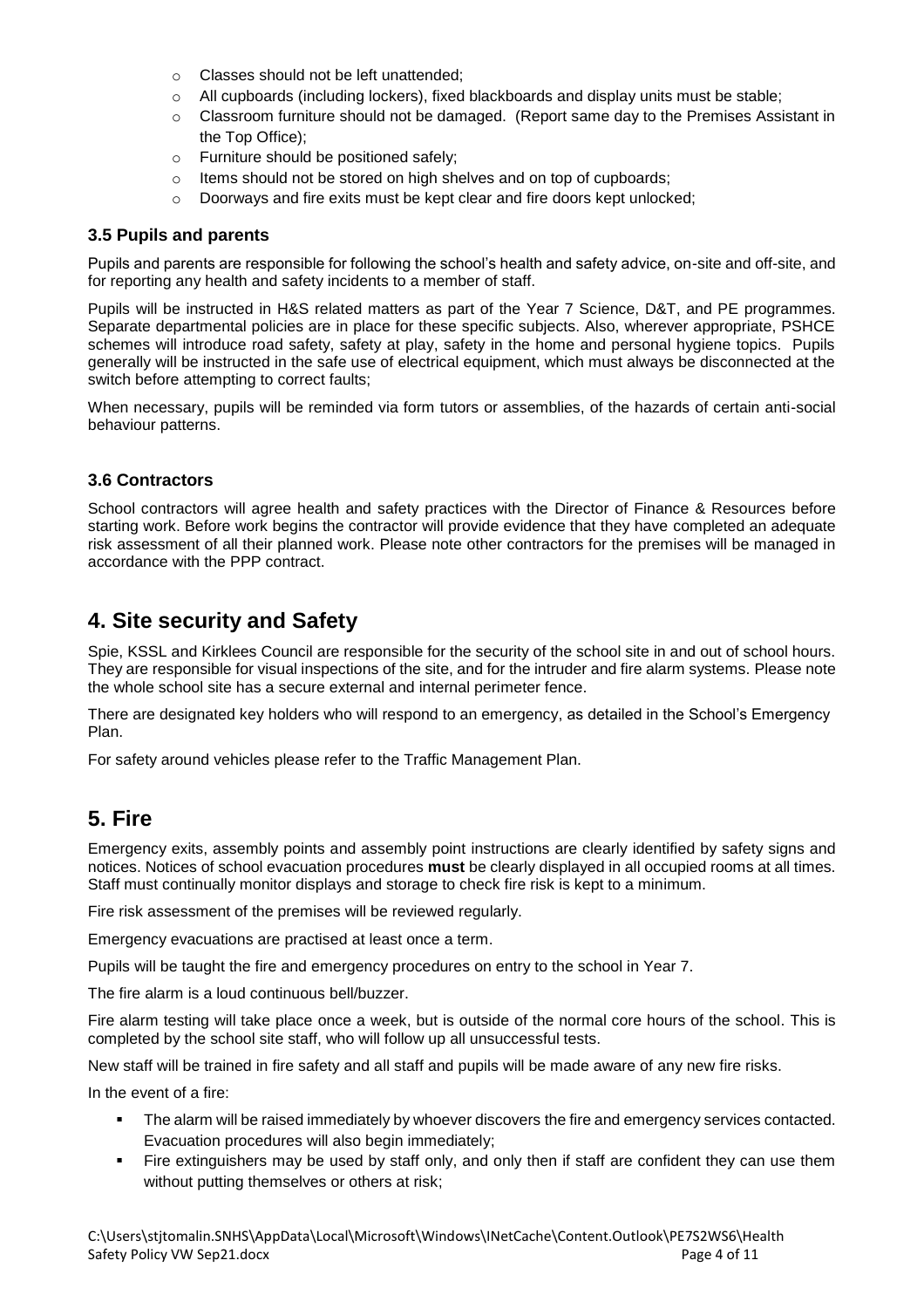- Classes should not be left unattended;
- All cupboards (including lockers), fixed blackboards and display units must be stable;
- Classroom furniture should not be damaged. (Report same day to the Premises Assistant in the Top Office);
- Furniture should be positioned safely;
- Items should not be stored on high shelves and on top of cupboards;
- Doorways and fire exits must be kept clear and fire doors kept unlocked;

### 3.5 Pupils and parents

Pupils and parents are responsible for following the school's health and safety advice, on-site and off-site, and for reporting any health and safety incidents to a member of staff.

Pupils will be instructed in H&S related matters as part of the Year 7 Science, D&T, and PE programmes. Separate departmental policies are in place for these specific subjects. Also, wherever appropriate, PSHCE schemes will introduce road safety, safety at play, safety in the home and personal hygiene topics. Pupils generally will be instructed in the safe use of electrical equipment, which must always be disconnected at the switch before attempting to correct faults;

When necessary, pupils will be reminded via form tutors or assemblies, of the hazards of certain anti-social behaviour patterns.

### 3.6 Contractors

School contractors will agree health and safety practices with the Director of Finance & Resources before starting work. Before work begins the contractor will provide evidence that they have completed an adequate risk assessment of all their planned work. Please note other contractors for the premises will be managed in accordance with the PPP contract.

## 4. Site security and Safety

Spie, KSSL and Kirklees Council are responsible for the security of the school site in and out of school hours. They are responsible for visual inspections of the site, and for the intruder and fire alarm systems. Please note the whole school site has a secure external and internal perimeter fence.

There are designated key holders who will respond to an emergency, as detailed in the School's Emergency Plan.

For safety around vehicles please refer to the Traffic Management Plan.

## 5. Fire

Emergency exits, assembly points and assembly point instructions are clearly identified by safety signs and notices. Notices of school evacuation procedures **must** be clearly displayed in all occupied rooms at all times. Staff must continually monitor displays and storage to check fire risk is kept to a minimum.

Fire risk assessment of the premises will be reviewed regularly.

Emergency evacuations are practised at least once a term.

Pupils will be taught the fire and emergency procedures on entry to the school in Year 7.

The fire alarm is a loud continuous bell/buzzer.

Fire alarm testing will take place once a week, but is outside of the normal core hours of the school. This is completed by the school site staff, who will follow up all unsuccessful tests.

New staff will be trained in fire safety and all staff and pupils will be made aware of any new fire risks.

In the event of a fire:

- The alarm will be raised immediately by whoever discovers the fire and emergency services contacted. Evacuation procedures will also begin immediately;
- Fire extinguishers may be used by staff only, and only then if staff are confident they can use them without putting themselves or others at risk;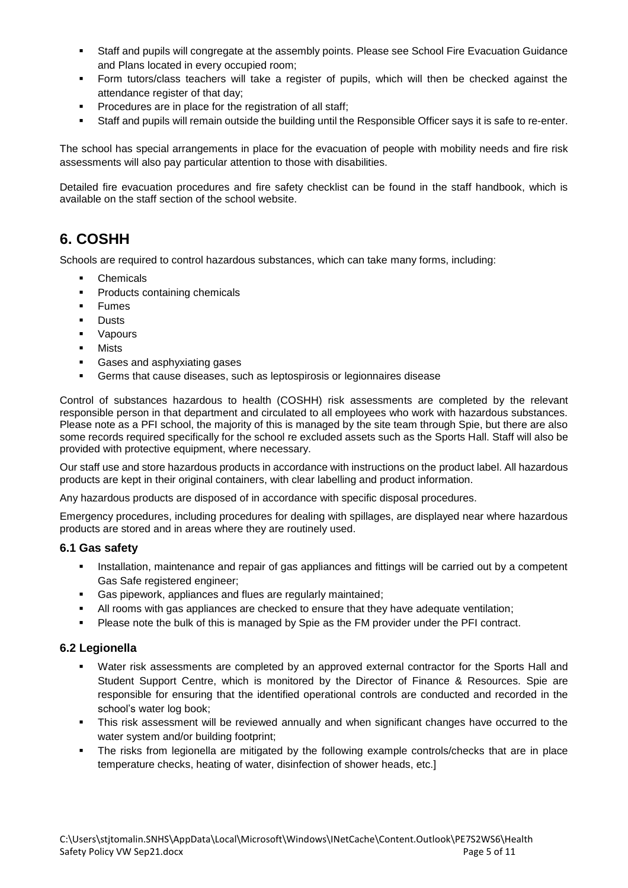- Staff and pupils will congregate at the assembly points. Please see School Fire Evacuation Guidance and Plans located in every occupied room;
- Form tutors/class teachers will take a register of pupils, which will then be checked against the attendance register of that day;
- Procedures are in place for the registration of all staff;
- Staff and pupils will remain outside the building until the Responsible Officer says it is safe to re-enter.

The school has special arrangements in place for the evacuation of people with mobility needs and fire risk assessments will also pay particular attention to those with disabilities.

Detailed fire evacuation procedures and fire safety checklist can be found in the staff handbook, which is available on the staff section of the school website.

## 6. COSHH

Schools are required to control hazardous substances, which can take many forms, including:

- Chemicals
- Products containing chemicals
- Fumes
- Dusts
- Vapours
- Mists
- Gases and asphyxiating gases
- Germs that cause diseases, such as leptospirosis or legionnaires disease

Control of substances hazardous to health (COSHH) risk assessments are completed by the relevant responsible person in that department and circulated to all employees who work with hazardous substances. Please note as a PFI school, the majority of this is managed by the site team through Spie, but there are also some records required specifically for the school re excluded assets such as the Sports Hall. Staff will also be provided with protective equipment, where necessary.

Our staff use and store hazardous products in accordance with instructions on the product label. All hazardous products are kept in their original containers, with clear labelling and product information.

Any hazardous products are disposed of in accordance with specific disposal procedures.

Emergency procedures, including procedures for dealing with spillages, are displayed near where hazardous products are stored and in areas where they are routinely used.

### 6.1 Gas safety

- Installation, maintenance and repair of gas appliances and fittings will be carried out by a competent Gas Safe registered engineer;
- Gas pipework, appliances and flues are regularly maintained;
- All rooms with gas appliances are checked to ensure that they have adequate ventilation;
- Please note the bulk of this is managed by Spie as the FM provider under the PFI contract.

### 6.2 Legionella

- Water risk assessments are completed by an approved external contractor for the Sports Hall and Student Support Centre, which is monitored by the Director of Finance & Resources. Spie are responsible for ensuring that the identified operational controls are conducted and recorded in the school's water log book;
- This risk assessment will be reviewed annually and when significant changes have occurred to the water system and/or building footprint;
- The risks from legionella are mitigated by the following example controls/checks that are in place temperature checks, heating of water, disinfection of shower heads, etc.]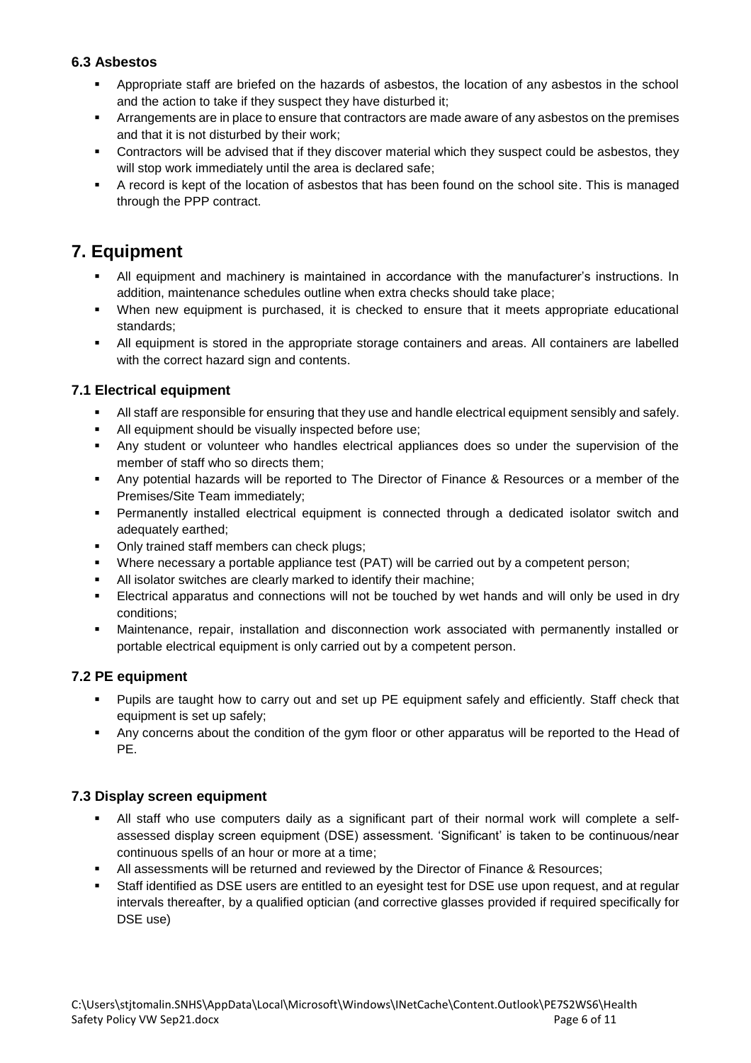### 6.3 Asbestos

- Appropriate staff are briefed on the hazards of asbestos, the location of any asbestos in the school and the action to take if they suspect they have disturbed it;
- Arrangements are in place to ensure that contractors are made aware of any asbestos on the premises and that it is not disturbed by their work;
- Contractors will be advised that if they discover material which they suspect could be asbestos, they will stop work immediately until the area is declared safe;
- A record is kept of the location of asbestos that has been found on the school site. This is managed through the PPP contract.

## 7. Equipment

- All equipment and machinery is maintained in accordance with the manufacturer's instructions. In addition, maintenance schedules outline when extra checks should take place;
- When new equipment is purchased, it is checked to ensure that it meets appropriate educational standards;
- All equipment is stored in the appropriate storage containers and areas. All containers are labelled with the correct hazard sign and contents.

### 7.1 Electrical equipment

- All staff are responsible for ensuring that they use and handle electrical equipment sensibly and safely.
- All equipment should be visually inspected before use;
- Any student or volunteer who handles electrical appliances does so under the supervision of the member of staff who so directs them;
- Any potential hazards will be reported to The Director of Finance & Resources or a member of the Premises/Site Team immediately;
- Permanently installed electrical equipment is connected through a dedicated isolator switch and adequately earthed;
- Only trained staff members can check plugs;
- Where necessary a portable appliance test (PAT) will be carried out by a competent person;
- All isolator switches are clearly marked to identify their machine;
- Electrical apparatus and connections will not be touched by wet hands and will only be used in dry conditions;
- Maintenance, repair, installation and disconnection work associated with permanently installed or portable electrical equipment is only carried out by a competent person.

### 7.2 PE equipment

- Pupils are taught how to carry out and set up PE equipment safely and efficiently. Staff check that equipment is set up safely;
- Any concerns about the condition of the gym floor or other apparatus will be reported to the Head of PE.

### 7.3 Display screen equipment

- All staff who use computers daily as a significant part of their normal work will complete a self-assessed display screen equipment (DSE) assessment. 'Significant' is taken to be continuous/near continuous spells of an hour or more at a time;
- All assessments will be returned and reviewed by the Director of Finance & Resources;
- Staff identified as DSE users are entitled to an eyesight test for DSE use upon request, and at regular intervals thereafter, by a qualified optician (and corrective glasses provided if required specifically for DSE use)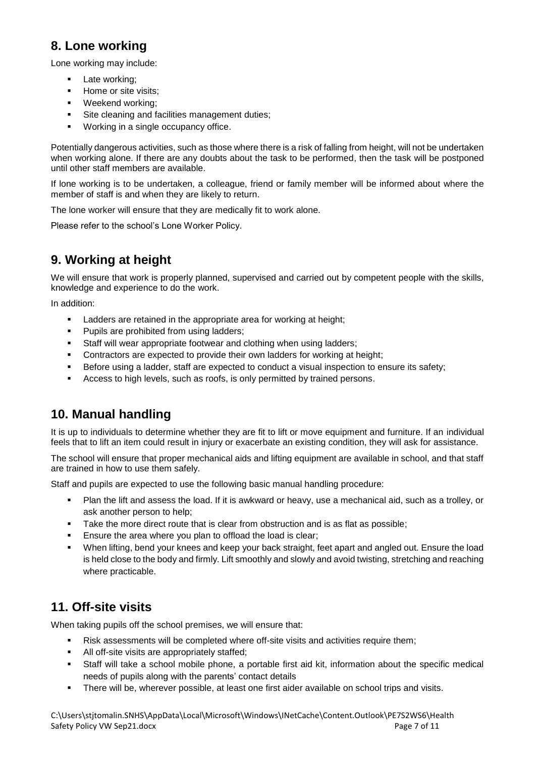## 8. Lone working

Lone working may include:

- Late working;
- Home or site visits;
- Weekend working;
- Site cleaning and facilities management duties;
- Working in a single occupancy office.

Potentially dangerous activities, such as those where there is a risk of falling from height, will not be undertaken when working alone. If there are any doubts about the task to be performed, then the task will be postponed until other staff members are available.

If lone working is to be undertaken, a colleague, friend or family member will be informed about where the member of staff is and when they are likely to return.

The lone worker will ensure that they are medically fit to work alone.

Please refer to the school's Lone Worker Policy.

## 9. Working at height

We will ensure that work is properly planned, supervised and carried out by competent people with the skills, knowledge and experience to do the work.

In addition:

- Ladders are retained in the appropriate area for working at height;
- Pupils are prohibited from using ladders;
- Staff will wear appropriate footwear and clothing when using ladders;
- Contractors are expected to provide their own ladders for working at height;
- Before using a ladder, staff are expected to conduct a visual inspection to ensure its safety;
- Access to high levels, such as roofs, is only permitted by trained persons.

## 10. Manual handling

It is up to individuals to determine whether they are fit to lift or move equipment and furniture. If an individual feels that to lift an item could result in injury or exacerbate an existing condition, they will ask for assistance.

The school will ensure that proper mechanical aids and lifting equipment are available in school, and that staff are trained in how to use them safely.

Staff and pupils are expected to use the following basic manual handling procedure:

- Plan the lift and assess the load. If it is awkward or heavy, use a mechanical aid, such as a trolley, or ask another person to help;
- Take the more direct route that is clear from obstruction and is as flat as possible;
- Ensure the area where you plan to offload the load is clear;
- When lifting, bend your knees and keep your back straight, feet apart and angled out. Ensure the load is held close to the body and firmly. Lift smoothly and slowly and avoid twisting, stretching and reaching where practicable.

## 11. Off-site visits

When taking pupils off the school premises, we will ensure that:

- Risk assessments will be completed where off-site visits and activities require them;
- All off-site visits are appropriately staffed;
- Staff will take a school mobile phone, a portable first aid kit, information about the specific medical needs of pupils along with the parents' contact details
- There will be, wherever possible, at least one first aider available on school trips and visits.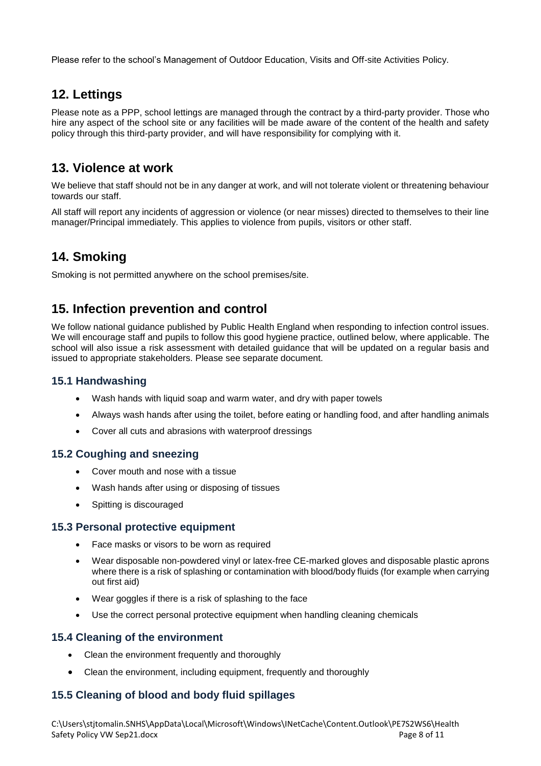Please refer to the school's Management of Outdoor Education, Visits and Off-site Activities Policy.

## 12. Lettings

Please note as a PPP, school lettings are managed through the contract by a third-party provider. Those who hire any aspect of the school site or any facilities will be made aware of the content of the health and safety policy through this third-party provider, and will have responsibility for complying with it.

## 13. Violence at work

We believe that staff should not be in any danger at work, and will not tolerate violent or threatening behaviour towards our staff.

All staff will report any incidents of aggression or violence (or near misses) directed to themselves to their line manager/Principal immediately. This applies to violence from pupils, visitors or other staff.

## 14. Smoking

Smoking is not permitted anywhere on the school premises/site.

## 15. Infection prevention and control

We follow national guidance published by Public Health England when responding to infection control issues. We will encourage staff and pupils to follow this good hygiene practice, outlined below, where applicable. The school will also issue a risk assessment with detailed guidance that will be updated on a regular basis and issued to appropriate stakeholders. Please see separate document.

### 15.1 Handwashing

- Wash hands with liquid soap and warm water, and dry with paper towels
- Always wash hands after using the toilet, before eating or handling food, and after handling animals
- Cover all cuts and abrasions with waterproof dressings

### 15.2 Coughing and sneezing

- Cover mouth and nose with a tissue
- Wash hands after using or disposing of tissues
- Spitting is discouraged

### 15.3 Personal protective equipment

- Face masks or visors to be worn as required
- Wear disposable non-powdered vinyl or latex-free CE-marked gloves and disposable plastic aprons where there is a risk of splashing or contamination with blood/body fluids (for example when carrying out first aid)
- Wear goggles if there is a risk of splashing to the face
- Use the correct personal protective equipment when handling cleaning chemicals

### 15.4 Cleaning of the environment

- Clean the environment frequently and thoroughly
- Clean the environment, including equipment, frequently and thoroughly

### 15.5 Cleaning of blood and body fluid spillages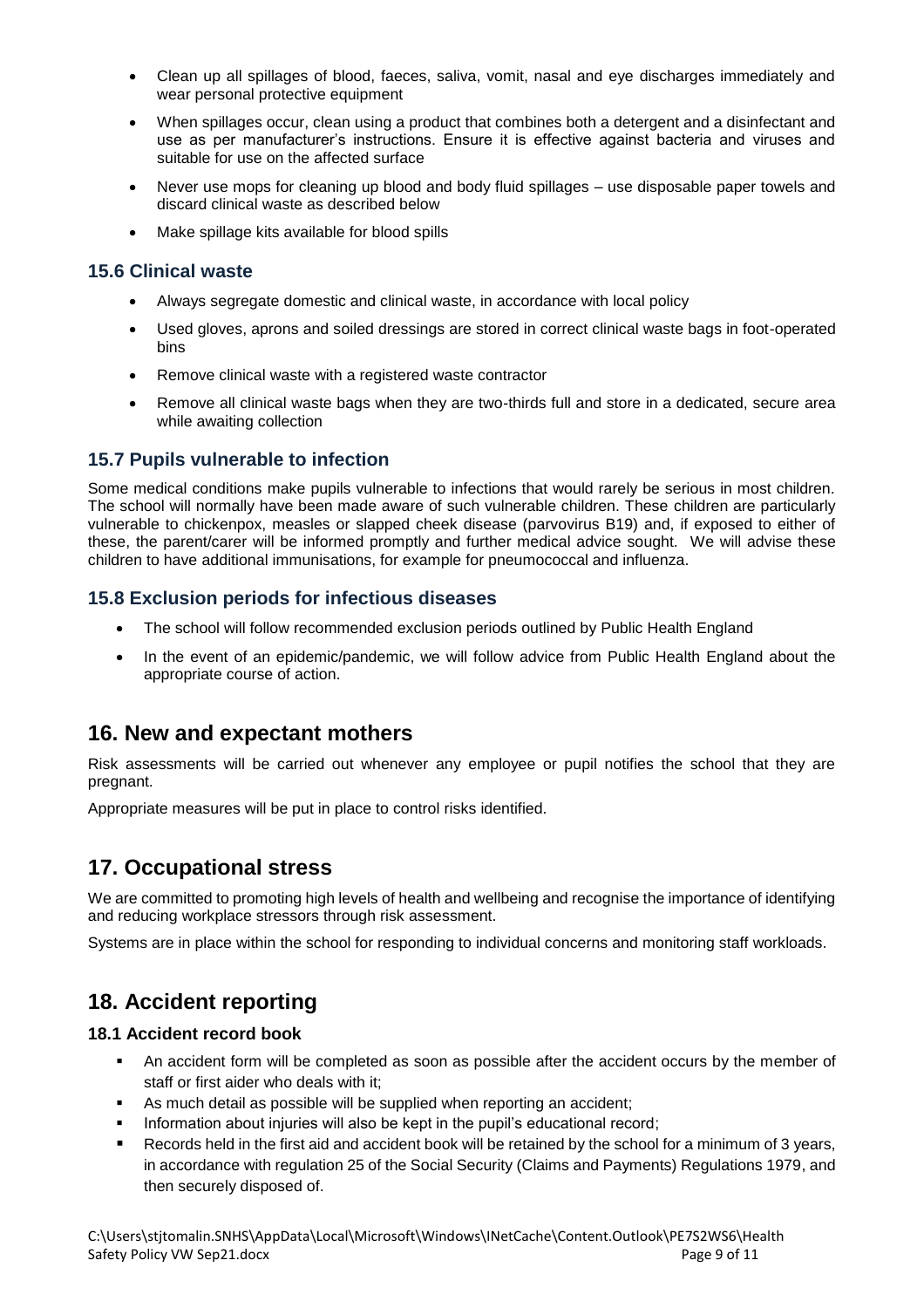- Clean up all spillages of blood, faeces, saliva, vomit, nasal and eye discharges immediately and wear personal protective equipment
- When spillages occur, clean using a product that combines both a detergent and a disinfectant and use as per manufacturer's instructions. Ensure it is effective against bacteria and viruses and suitable for use on the affected surface
- Never use mops for cleaning up blood and body fluid spillages – use disposable paper towels and discard clinical waste as described below
- Make spillage kits available for blood spills

### 15.6 Clinical waste

- Always segregate domestic and clinical waste, in accordance with local policy
- Used gloves, aprons and soiled dressings are stored in correct clinical waste bags in foot-operated bins
- Remove clinical waste with a registered waste contractor
- Remove all clinical waste bags when they are two-thirds full and store in a dedicated, secure area while awaiting collection

### 15.7 Pupils vulnerable to infection

Some medical conditions make pupils vulnerable to infections that would rarely be serious in most children. The school will normally have been made aware of such vulnerable children. These children are particularly vulnerable to chickenpox, measles or slapped cheek disease (parvovirus B19) and, if exposed to either of these, the parent/carer will be informed promptly and further medical advice sought. We will advise these children to have additional immunisations, for example for pneumococcal and influenza.

### 15.8 Exclusion periods for infectious diseases

- The school will follow recommended exclusion periods outlined by Public Health England
- In the event of an epidemic/pandemic, we will follow advice from Public Health England about the appropriate course of action.

## 16. New and expectant mothers

Risk assessments will be carried out whenever any employee or pupil notifies the school that they are pregnant.

Appropriate measures will be put in place to control risks identified.

## 17. Occupational stress

We are committed to promoting high levels of health and wellbeing and recognise the importance of identifying and reducing workplace stressors through risk assessment.

Systems are in place within the school for responding to individual concerns and monitoring staff workloads.

## 18. Accident reporting

### 18.1 Accident record book

- An accident form will be completed as soon as possible after the accident occurs by the member of staff or first aider who deals with it;
- As much detail as possible will be supplied when reporting an accident;
- Information about injuries will also be kept in the pupil's educational record;
- Records held in the first aid and accident book will be retained by the school for a minimum of 3 years, in accordance with regulation 25 of the Social Security (Claims and Payments) Regulations 1979, and then securely disposed of.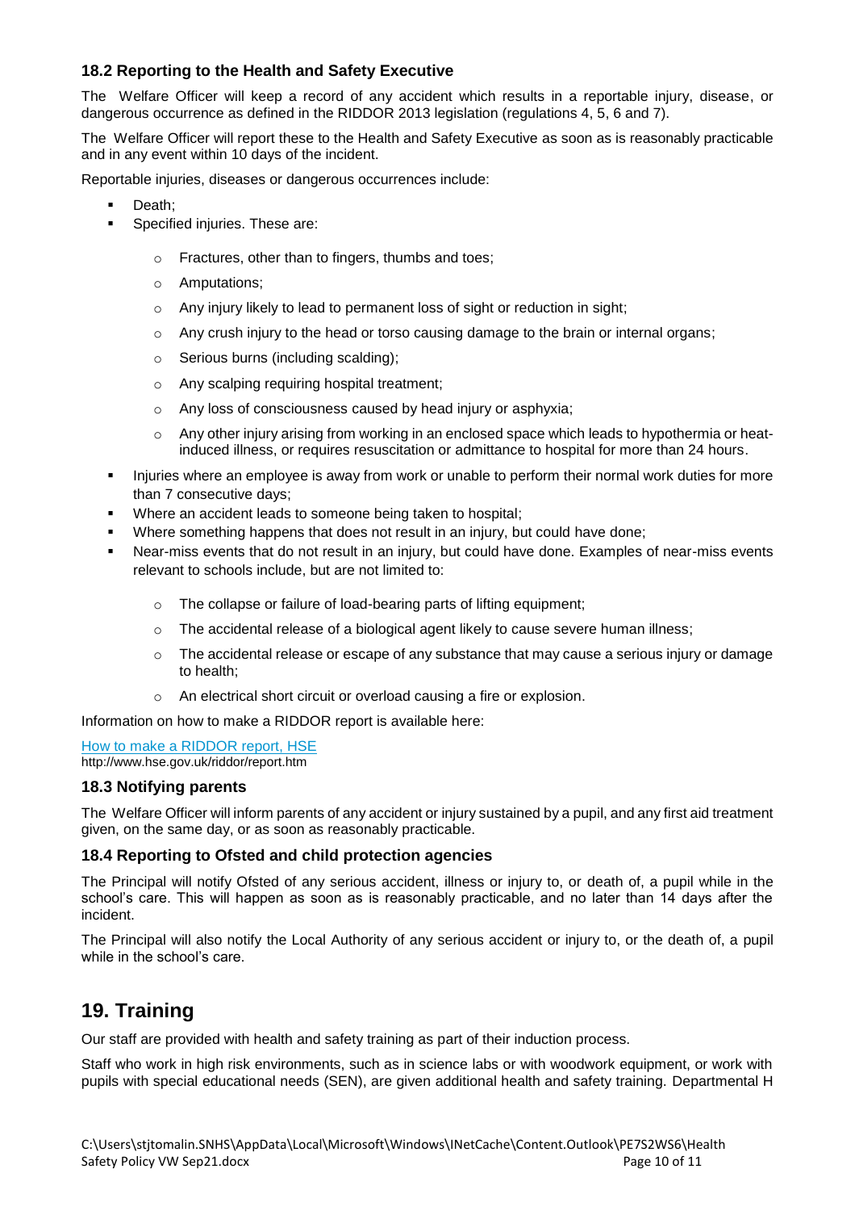### 18.2 Reporting to the Health and Safety Executive

The Welfare Officer will keep a record of any accident which results in a reportable injury, disease, or dangerous occurrence as defined in the RIDDOR 2013 legislation (regulations 4, 5, 6 and 7).

The Welfare Officer will report these to the Health and Safety Executive as soon as is reasonably practicable and in any event within 10 days of the incident.

Reportable injuries, diseases or dangerous occurrences include:

- Death;
- Specified injuries. These are:
  - Fractures, other than to fingers, thumbs and toes;
  - Amputations;
  - Any injury likely to lead to permanent loss of sight or reduction in sight;
  - Any crush injury to the head or torso causing damage to the brain or internal organs;
  - Serious burns (including scalding);
  - Any scalping requiring hospital treatment;
  - Any loss of consciousness caused by head injury or asphyxia;
  - Any other injury arising from working in an enclosed space which leads to hypothermia or heat-induced illness, or requires resuscitation or admittance to hospital for more than 24 hours.
- Injuries where an employee is away from work or unable to perform their normal work duties for more than 7 consecutive days;
- Where an accident leads to someone being taken to hospital;
- Where something happens that does not result in an injury, but could have done;
- Near-miss events that do not result in an injury, but could have done. Examples of near-miss events relevant to schools include, but are not limited to:
  - The collapse or failure of load-bearing parts of lifting equipment;
  - The accidental release of a biological agent likely to cause severe human illness;
  - The accidental release or escape of any substance that may cause a serious injury or damage to health;
  - An electrical short circuit or overload causing a fire or explosion.

Information on how to make a RIDDOR report is available here:

[How to make a RIDDOR report, HSE](http://www.hse.gov.uk/riddor/report.htm)
http://www.hse.gov.uk/riddor/report.htm

### 18.3 Notifying parents

The Welfare Officer will inform parents of any accident or injury sustained by a pupil, and any first aid treatment given, on the same day, or as soon as reasonably practicable.

### 18.4 Reporting to Ofsted and child protection agencies

The Principal will notify Ofsted of any serious accident, illness or injury to, or death of, a pupil while in the school's care. This will happen as soon as is reasonably practicable, and no later than 14 days after the incident.

The Principal will also notify the Local Authority of any serious accident or injury to, or the death of, a pupil while in the school's care.

## 19. Training

Our staff are provided with health and safety training as part of their induction process.

Staff who work in high risk environments, such as in science labs or with woodwork equipment, or work with pupils with special educational needs (SEN), are given additional health and safety training. Departmental H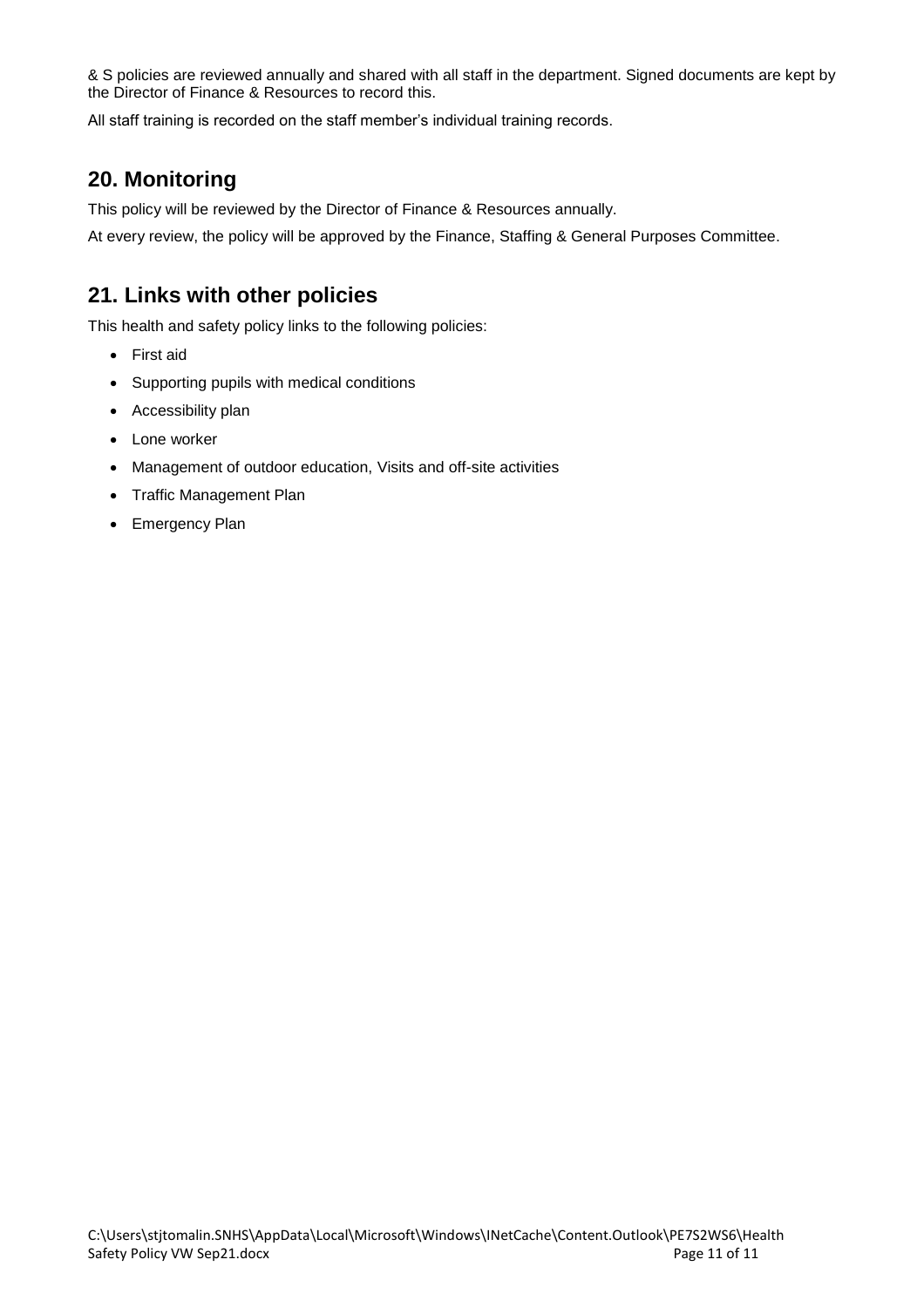& S policies are reviewed annually and shared with all staff in the department. Signed documents are kept by the Director of Finance & Resources to record this.

All staff training is recorded on the staff member's individual training records.

## 20. Monitoring

This policy will be reviewed by the Director of Finance & Resources annually.

At every review, the policy will be approved by the Finance, Staffing & General Purposes Committee.

## 21. Links with other policies

This health and safety policy links to the following policies:

- First aid
- Supporting pupils with medical conditions
- Accessibility plan
- Lone worker
- Management of outdoor education, Visits and off-site activities
- Traffic Management Plan
- Emergency Plan